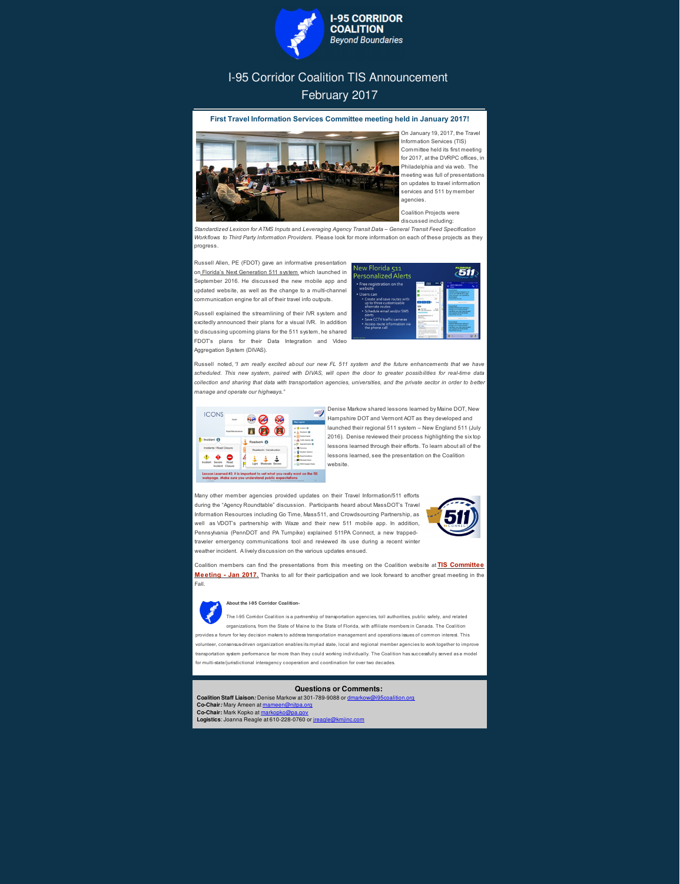# I-95 CORRIDOR COALITION

*Beyond Boundaries*

## I-95 Corridor Coalition TIS Announcement
## February 2017

### First Travel Information Services Committee meeting held in January 2017!

On January 19, 2017, the Travel Information Services (TIS) Committee held its first meeting for 2017, at the DVRPC offices, in Philadelphia and via web. The meeting was full of presentations on updates to travel information services and 511 by member agencies.

Coalition Projects were discussed including: *Standardized Lexicon for ATMS Inputs* and *Leveraging Agency Transit Data – General Transit Feed Specification Workflows to Third Party Information Providers.* Please look for more information on each of these projects as they progress.

Russell Allen, PE (FDOT) gave an informative presentation on Florida's Next Generation 511 system which launched in September 2016. He discussed the new mobile app and updated website, as well as the change to a multi-channel communication engine for all of their travel info outputs.

Russell explained the streamlining of their IVR system and excitedly announced their plans for a visual IVR. In addition to discussing upcoming plans for the 511 system, he shared FDOT's plans for their Data Integration and Video Aggregation System (DIVAS).

Russell noted, *"I am really excited about our new FL 511 system and the future enhancements that we have scheduled. This new system, paired with DIVAS, will open the door to greater possibilities for real-time data collection and sharing that data with transportation agencies, universities, and the private sector in order to better manage and operate our highways."*

Denise Markow shared lessons learned by Maine DOT, New Hampshire DOT and Vermont AOT as they developed and launched their regional 511 system – New England 511 (July 2016). Denise reviewed their process highlighting the six top lessons learned through their efforts. To learn about all of the lessons learned, see the presentation on the Coalition website.

Many other member agencies provided updates on their Travel Information/511 efforts during the "Agency Roundtable" discussion. Participants heard about MassDOT's Travel Information Resources including Go Time, Mass511, and Crowdsourcing Partnership, as well as VDOT's partnership with Waze and their new 511 mobile app. In addition, Pennsylvania (PennDOT and PA Turnpike) explained 511PA Connect, a new trapped-traveler emergency communications tool and reviewed its use during a recent winter weather incident. A lively discussion on the various updates ensued.

Coalition members can find the presentations from this meeting on the Coalition website at **TIS Committee Meeting - Jan 2017.** Thanks to all for their participation and we look forward to another great meeting in the Fall.

**About the I-95 Corridor Coalition-**

The I-95 Corridor Coalition is a partnership of transportation agencies, toll authorities, public safety, and related organizations, from the State of Maine to the State of Florida, with affiliate members in Canada. The Coalition provides a forum for key decision makers to address transportation management and operations issues of common interest. This volunteer, consensus-driven organization enables its myriad state, local and regional member agencies to work together to improve transportation system performance far more than they could working individually. The Coalition has successfully served as a model for multi-state/jurisdictional interagency cooperation and coordination for over two decades.

### Questions or Comments:

**Coalition Staff Liaison:** Denise Markow at 301-789-9088 or dmarkow@i95coalition.org
**Co-Chair:** Mary Ameen at mameen@njtpa.org
**Co-Chair:** Mark Kopko at markopko@pa.gov
**Logistics:** Joanna Reagle at 610-228-0760 or jreagle@kmjinc.com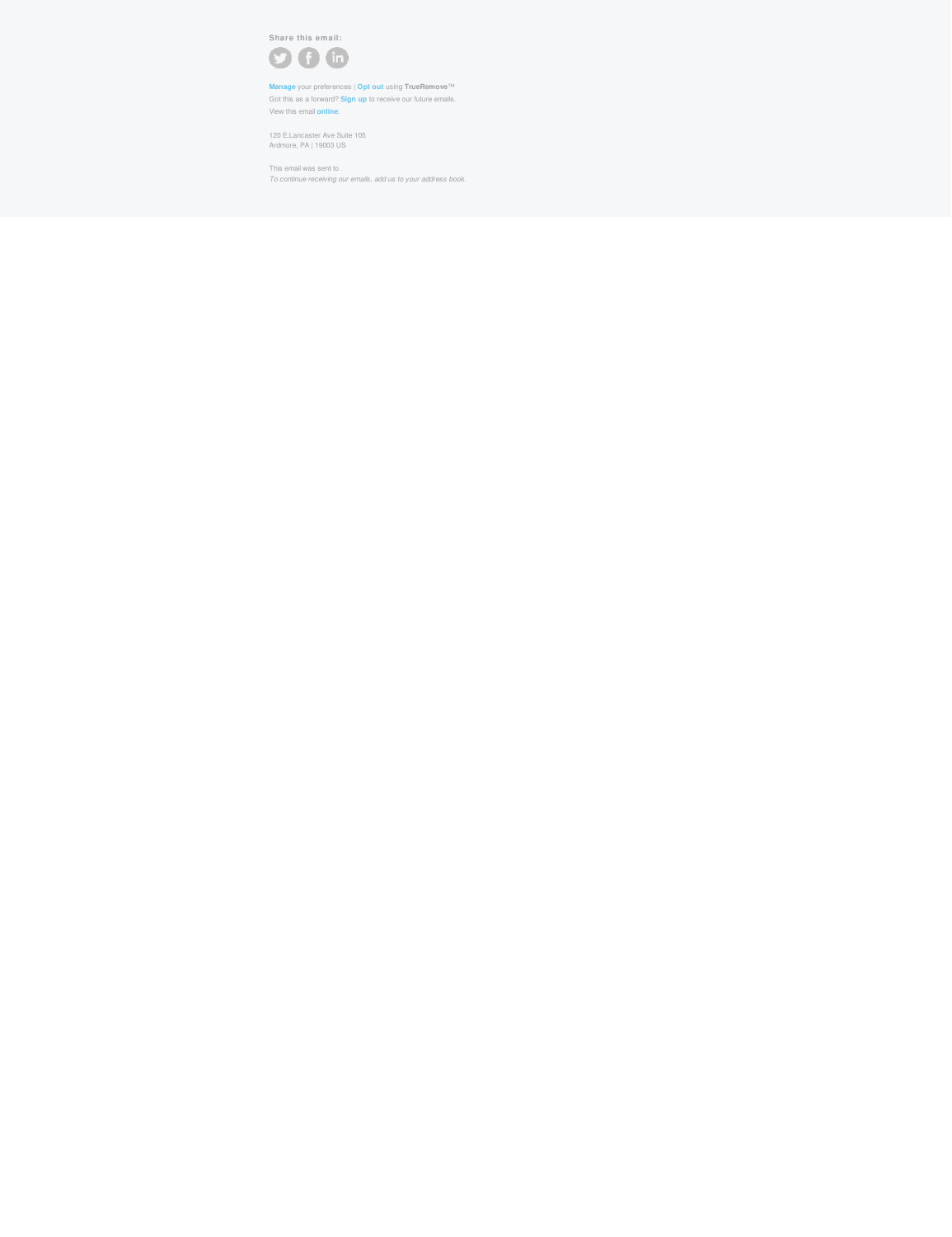**Share this email:**

**Manage** your preferences | **Opt out** using **TrueRemove**™
Got this as a forward? **Sign up** to receive our future emails.
View this email **online**.

120 E.Lancaster Ave Suite 105
Ardmore, PA | 19003 US

This email was sent to .
*To continue receiving our emails, add us to your address book.*